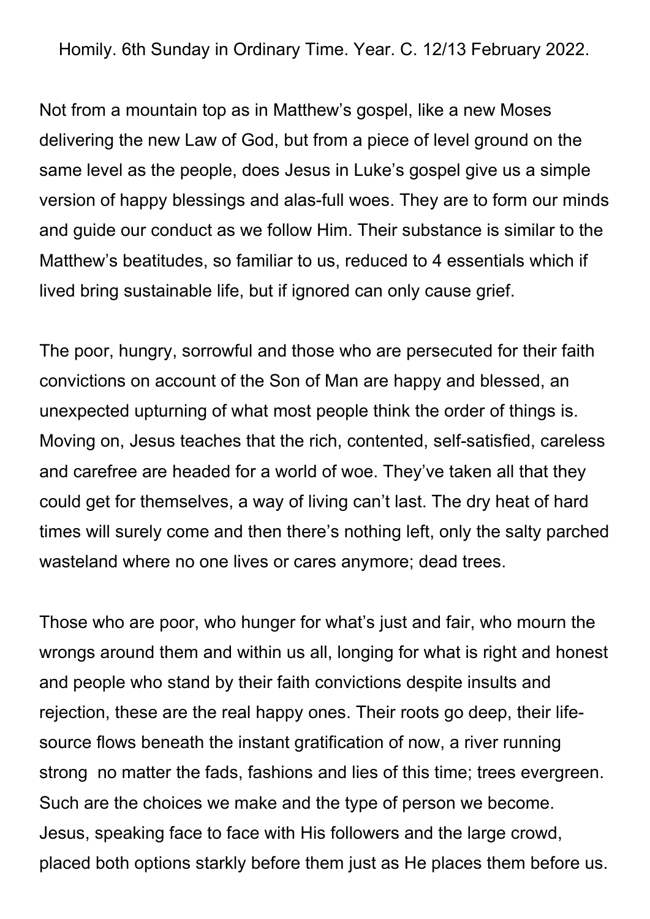Homily. 6th Sunday in Ordinary Time. Year. C. 12/13 February 2022.

Not from a mountain top as in Matthew's gospel, like a new Moses delivering the new Law of God, but from a piece of level ground on the same level as the people, does Jesus in Luke's gospel give us a simple version of happy blessings and alas-full woes. They are to form our minds and guide our conduct as we follow Him. Their substance is similar to the Matthew's beatitudes, so familiar to us, reduced to 4 essentials which if lived bring sustainable life, but if ignored can only cause grief.

The poor, hungry, sorrowful and those who are persecuted for their faith convictions on account of the Son of Man are happy and blessed, an unexpected upturning of what most people think the order of things is. Moving on, Jesus teaches that the rich, contented, self-satisfied, careless and carefree are headed for a world of woe. They've taken all that they could get for themselves, a way of living can't last. The dry heat of hard times will surely come and then there's nothing left, only the salty parched wasteland where no one lives or cares anymore; dead trees.

Those who are poor, who hunger for what's just and fair, who mourn the wrongs around them and within us all, longing for what is right and honest and people who stand by their faith convictions despite insults and rejection, these are the real happy ones. Their roots go deep, their life-source flows beneath the instant gratification of now, a river running strong no matter the fads, fashions and lies of this time; trees evergreen. Such are the choices we make and the type of person we become. Jesus, speaking face to face with His followers and the large crowd, placed both options starkly before them just as He places them before us.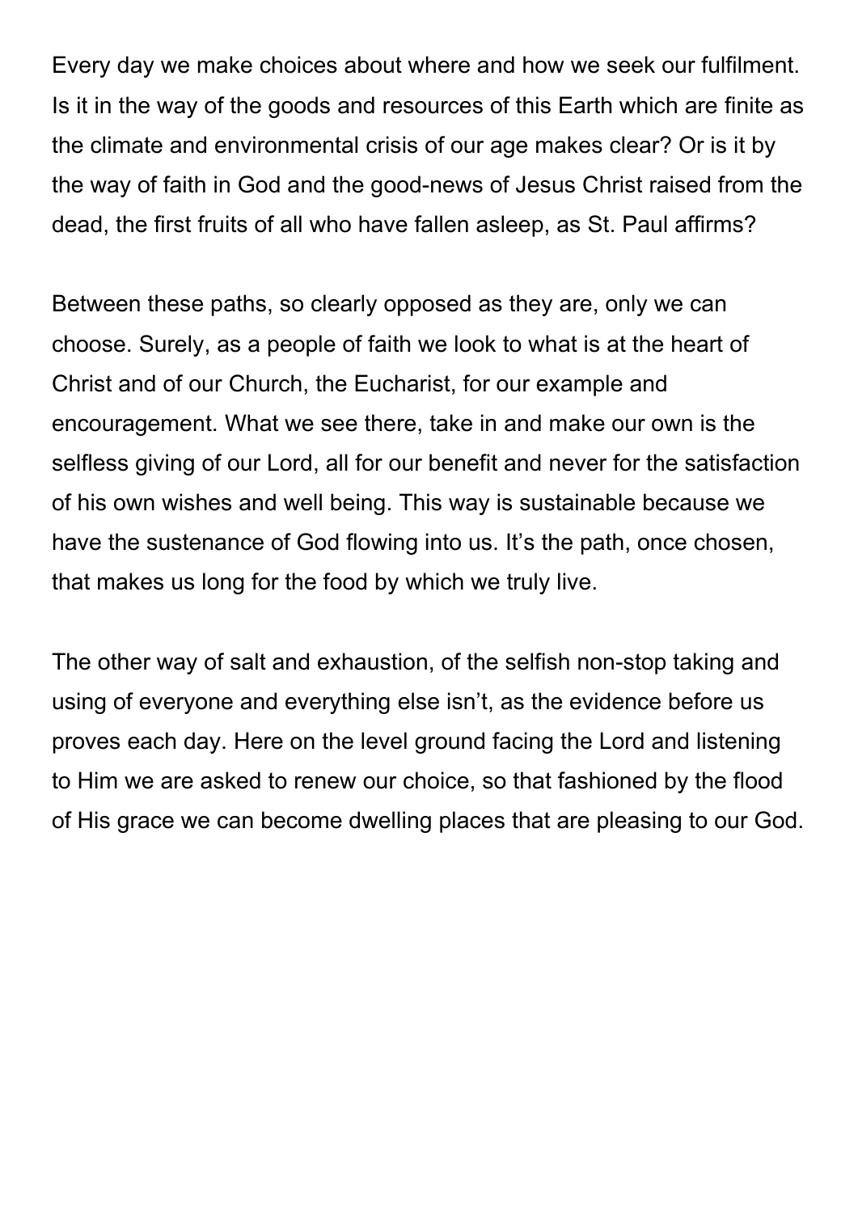Every day we make choices about where and how we seek our fulfilment. Is it in the way of the goods and resources of this Earth which are finite as the climate and environmental crisis of our age makes clear? Or is it by the way of faith in God and the good-news of Jesus Christ raised from the dead, the first fruits of all who have fallen asleep, as St. Paul affirms?

Between these paths, so clearly opposed as they are, only we can choose. Surely, as a people of faith we look to what is at the heart of Christ and of our Church, the Eucharist, for our example and encouragement. What we see there, take in and make our own is the selfless giving of our Lord, all for our benefit and never for the satisfaction of his own wishes and well being. This way is sustainable because we have the sustenance of God flowing into us. It's the path, once chosen, that makes us long for the food by which we truly live.

The other way of salt and exhaustion, of the selfish non-stop taking and using of everyone and everything else isn't, as the evidence before us proves each day. Here on the level ground facing the Lord and listening to Him we are asked to renew our choice, so that fashioned by the flood of His grace we can become dwelling places that are pleasing to our God.